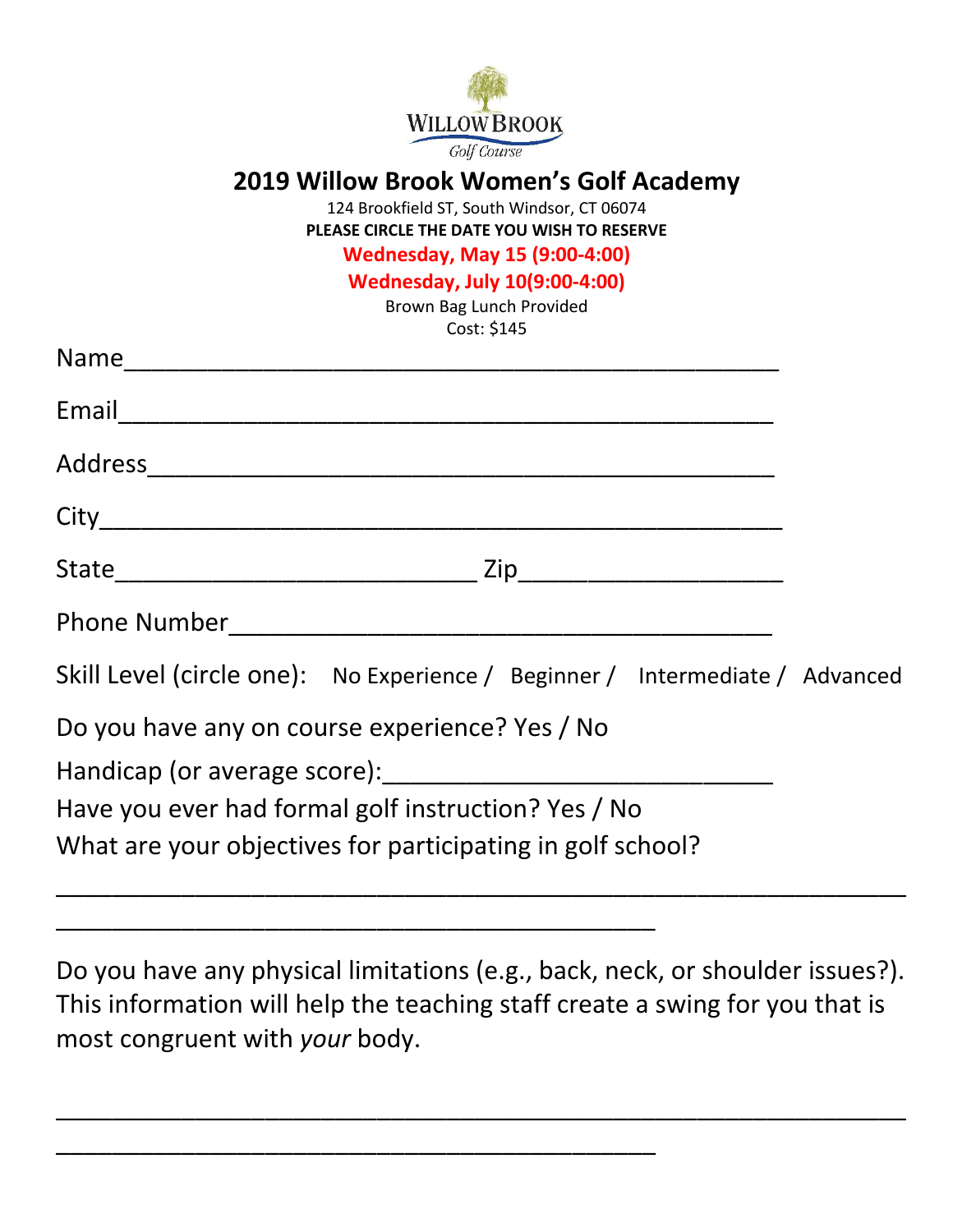WILLOW BROOK
Golf Course

# 2019 Willow Brook Women's Golf Academy

124 Brookfield ST, South Windsor, CT 06074

**PLEASE CIRCLE THE DATE YOU WISH TO RESERVE**

**Wednesday, May 15 (9:00-4:00)**

**Wednesday, July 10(9:00-4:00)**

Brown Bag Lunch Provided

Cost: $145

Name_______________________________________________

Email_______________________________________________

Address_____________________________________________

City_________________________________________________

State__________________________ Zip___________________

Phone Number________________________________________

Skill Level (circle one): No Experience / Beginner / Intermediate / Advanced

Do you have any on course experience? Yes / No

Handicap (or average score):____________________________

Have you ever had formal golf instruction? Yes / No

What are your objectives for participating in golf school?

______________________________________________________________

____________________________________________

Do you have any physical limitations (e.g., back, neck, or shoulder issues?). This information will help the teaching staff create a swing for you that is most congruent with *your* body.

______________________________________________________________

____________________________________________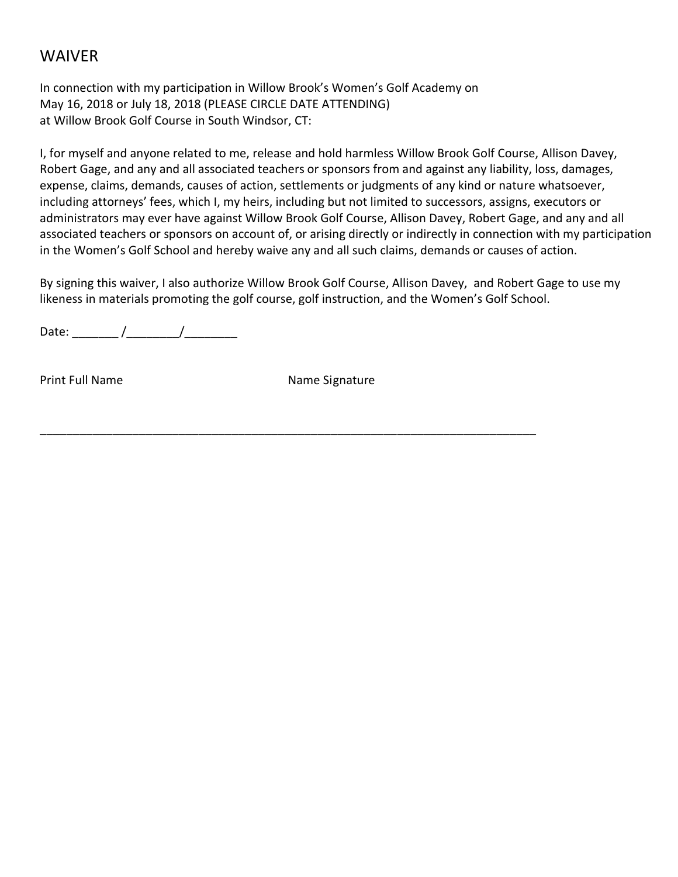# WAIVER

In connection with my participation in Willow Brook's Women's Golf Academy on
May 16, 2018 or July 18, 2018 (PLEASE CIRCLE DATE ATTENDING)
at Willow Brook Golf Course in South Windsor, CT:

I, for myself and anyone related to me, release and hold harmless Willow Brook Golf Course, Allison Davey, Robert Gage, and any and all associated teachers or sponsors from and against any liability, loss, damages, expense, claims, demands, causes of action, settlements or judgments of any kind or nature whatsoever, including attorneys' fees, which I, my heirs, including but not limited to successors, assigns, executors or administrators may ever have against Willow Brook Golf Course, Allison Davey, Robert Gage, and any and all associated teachers or sponsors on account of, or arising directly or indirectly in connection with my participation in the Women's Golf School and hereby waive any and all such claims, demands or causes of action.

By signing this waiver, I also authorize Willow Brook Golf Course, Allison Davey, and Robert Gage to use my likeness in materials promoting the golf course, golf instruction, and the Women's Golf School.

Date: _______ /________/________

Print Full Name Name Signature

_____________________________________________________________________________